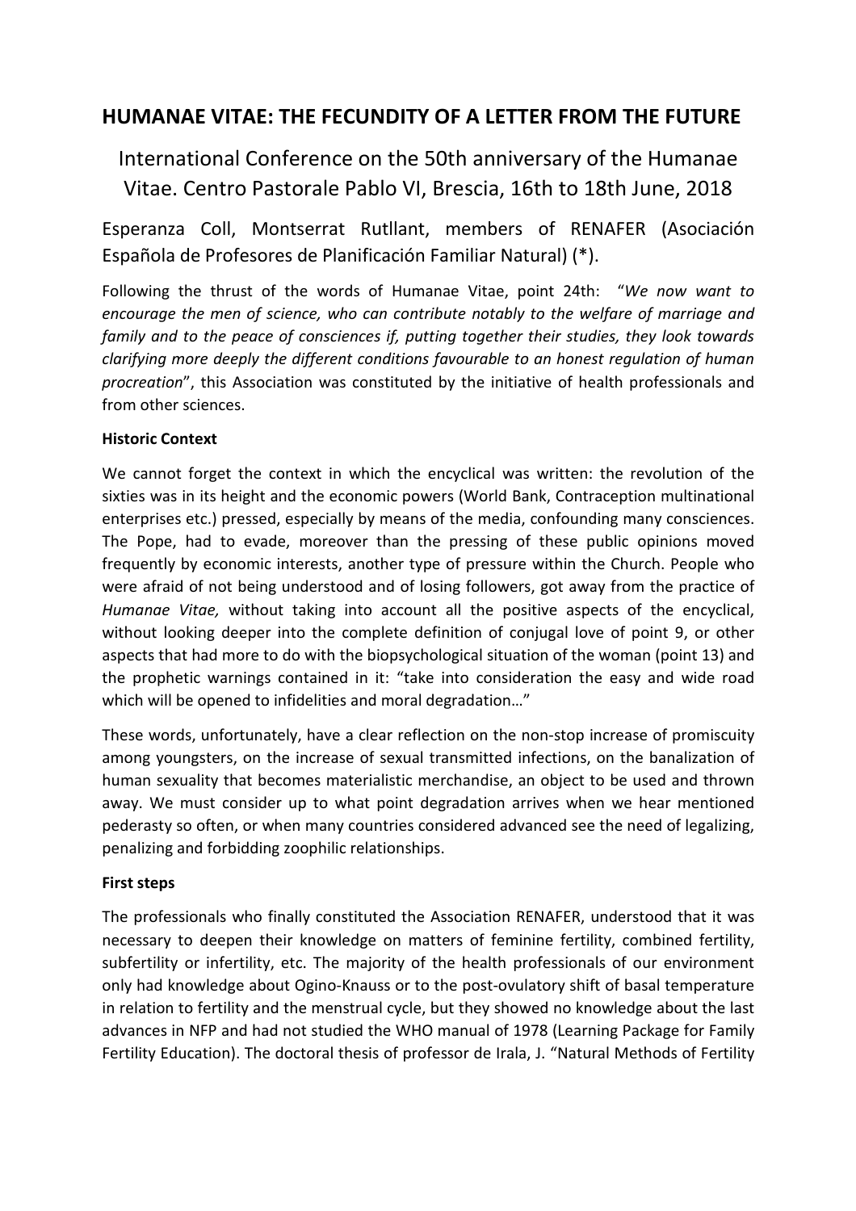# HUMANAE VITAE: THE FECUNDITY OF A LETTER FROM THE FUTURE

International Conference on the 50th anniversary of the Humanae Vitae. Centro Pastorale Pablo VI, Brescia, 16th to 18th June, 2018

Esperanza Coll, Montserrat Rutllant, members of RENAFER (Asociación Española de Profesores de Planificación Familiar Natural) (*).

Following the thrust of the words of Humanae Vitae, point 24th: "*We now want to encourage the men of science, who can contribute notably to the welfare of marriage and family and to the peace of consciences if, putting together their studies, they look towards clarifying more deeply the different conditions favourable to an honest regulation of human procreation*", this Association was constituted by the initiative of health professionals and from other sciences.

**Historic Context**

We cannot forget the context in which the encyclical was written: the revolution of the sixties was in its height and the economic powers (World Bank, Contraception multinational enterprises etc.) pressed, especially by means of the media, confounding many consciences. The Pope, had to evade, moreover than the pressing of these public opinions moved frequently by economic interests, another type of pressure within the Church. People who were afraid of not being understood and of losing followers, got away from the practice of *Humanae Vitae,* without taking into account all the positive aspects of the encyclical, without looking deeper into the complete definition of conjugal love of point 9, or other aspects that had more to do with the biopsychological situation of the woman (point 13) and the prophetic warnings contained in it: "take into consideration the easy and wide road which will be opened to infidelities and moral degradation…"

These words, unfortunately, have a clear reflection on the non-stop increase of promiscuity among youngsters, on the increase of sexual transmitted infections, on the banalization of human sexuality that becomes materialistic merchandise, an object to be used and thrown away. We must consider up to what point degradation arrives when we hear mentioned pederasty so often, or when many countries considered advanced see the need of legalizing, penalizing and forbidding zoophilic relationships.

**First steps**

The professionals who finally constituted the Association RENAFER, understood that it was necessary to deepen their knowledge on matters of feminine fertility, combined fertility, subfertility or infertility, etc. The majority of the health professionals of our environment only had knowledge about Ogino-Knauss or to the post-ovulatory shift of basal temperature in relation to fertility and the menstrual cycle, but they showed no knowledge about the last advances in NFP and had not studied the WHO manual of 1978 (Learning Package for Family Fertility Education). The doctoral thesis of professor de Irala, J. "Natural Methods of Fertility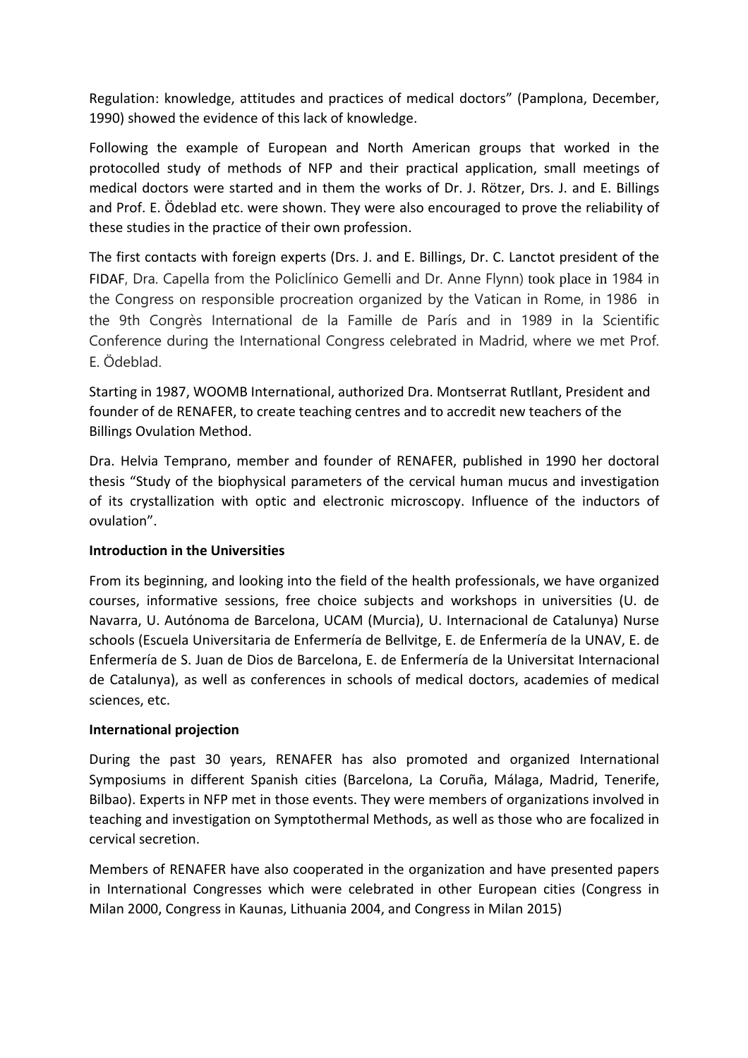Regulation: knowledge, attitudes and practices of medical doctors" (Pamplona, December, 1990) showed the evidence of this lack of knowledge.

Following the example of European and North American groups that worked in the protocolled study of methods of NFP and their practical application, small meetings of medical doctors were started and in them the works of Dr. J. Rötzer, Drs. J. and E. Billings and Prof. E. Ödeblad etc. were shown. They were also encouraged to prove the reliability of these studies in the practice of their own profession.

The first contacts with foreign experts (Drs. J. and E. Billings, Dr. C. Lanctot president of the FIDAF, Dra. Capella from the Policlínico Gemelli and Dr. Anne Flynn) took place in 1984 in the Congress on responsible procreation organized by the Vatican in Rome, in 1986 in the 9th Congrès International de la Famille de París and in 1989 in la Scientific Conference during the International Congress celebrated in Madrid, where we met Prof. E. Ödeblad.

Starting in 1987, WOOMB International, authorized Dra. Montserrat Rutllant, President and founder of de RENAFER, to create teaching centres and to accredit new teachers of the Billings Ovulation Method.

Dra. Helvia Temprano, member and founder of RENAFER, published in 1990 her doctoral thesis "Study of the biophysical parameters of the cervical human mucus and investigation of its crystallization with optic and electronic microscopy. Influence of the inductors of ovulation".

**Introduction in the Universities**

From its beginning, and looking into the field of the health professionals, we have organized courses, informative sessions, free choice subjects and workshops in universities (U. de Navarra, U. Autónoma de Barcelona, UCAM (Murcia), U. Internacional de Catalunya) Nurse schools (Escuela Universitaria de Enfermería de Bellvitge, E. de Enfermería de la UNAV, E. de Enfermería de S. Juan de Dios de Barcelona, E. de Enfermería de la Universitat Internacional de Catalunya), as well as conferences in schools of medical doctors, academies of medical sciences, etc.

**International projection**

During the past 30 years, RENAFER has also promoted and organized International Symposiums in different Spanish cities (Barcelona, La Coruña, Málaga, Madrid, Tenerife, Bilbao). Experts in NFP met in those events. They were members of organizations involved in teaching and investigation on Symptothermal Methods, as well as those who are focalized in cervical secretion.

Members of RENAFER have also cooperated in the organization and have presented papers in International Congresses which were celebrated in other European cities (Congress in Milan 2000, Congress in Kaunas, Lithuania 2004, and Congress in Milan 2015)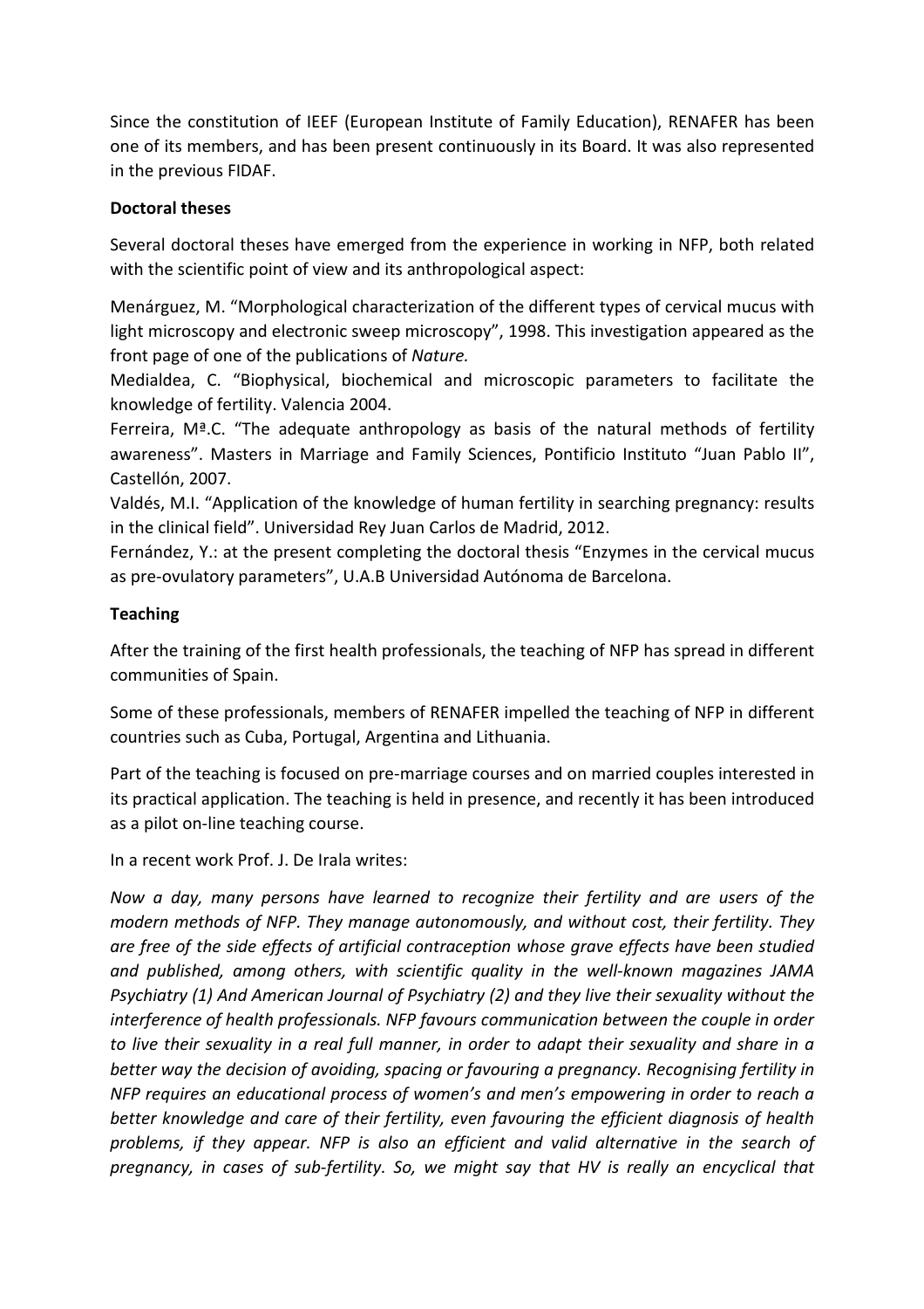Since the constitution of IEEF (European Institute of Family Education), RENAFER has been one of its members, and has been present continuously in its Board. It was also represented in the previous FIDAF.

**Doctoral theses**

Several doctoral theses have emerged from the experience in working in NFP, both related with the scientific point of view and its anthropological aspect:

Menárguez, M. "Morphological characterization of the different types of cervical mucus with light microscopy and electronic sweep microscopy", 1998. This investigation appeared as the front page of one of the publications of *Nature.*
Medialdea, C. "Biophysical, biochemical and microscopic parameters to facilitate the knowledge of fertility. Valencia 2004.
Ferreira, Mª.C. "The adequate anthropology as basis of the natural methods of fertility awareness". Masters in Marriage and Family Sciences, Pontificio Instituto "Juan Pablo II", Castellón, 2007.
Valdés, M.I. "Application of the knowledge of human fertility in searching pregnancy: results in the clinical field". Universidad Rey Juan Carlos de Madrid, 2012.
Fernández, Y.: at the present completing the doctoral thesis "Enzymes in the cervical mucus as pre-ovulatory parameters", U.A.B Universidad Autónoma de Barcelona.

**Teaching**

After the training of the first health professionals, the teaching of NFP has spread in different communities of Spain.

Some of these professionals, members of RENAFER impelled the teaching of NFP in different countries such as Cuba, Portugal, Argentina and Lithuania.

Part of the teaching is focused on pre-marriage courses and on married couples interested in its practical application. The teaching is held in presence, and recently it has been introduced as a pilot on-line teaching course.

In a recent work Prof. J. De Irala writes:

*Now a day, many persons have learned to recognize their fertility and are users of the modern methods of NFP. They manage autonomously, and without cost, their fertility. They are free of the side effects of artificial contraception whose grave effects have been studied and published, among others, with scientific quality in the well-known magazines JAMA Psychiatry (1) And American Journal of Psychiatry (2) and they live their sexuality without the interference of health professionals. NFP favours communication between the couple in order to live their sexuality in a real full manner, in order to adapt their sexuality and share in a better way the decision of avoiding, spacing or favouring a pregnancy. Recognising fertility in NFP requires an educational process of women's and men's empowering in order to reach a better knowledge and care of their fertility, even favouring the efficient diagnosis of health problems, if they appear. NFP is also an efficient and valid alternative in the search of pregnancy, in cases of sub-fertility. So, we might say that HV is really an encyclical that*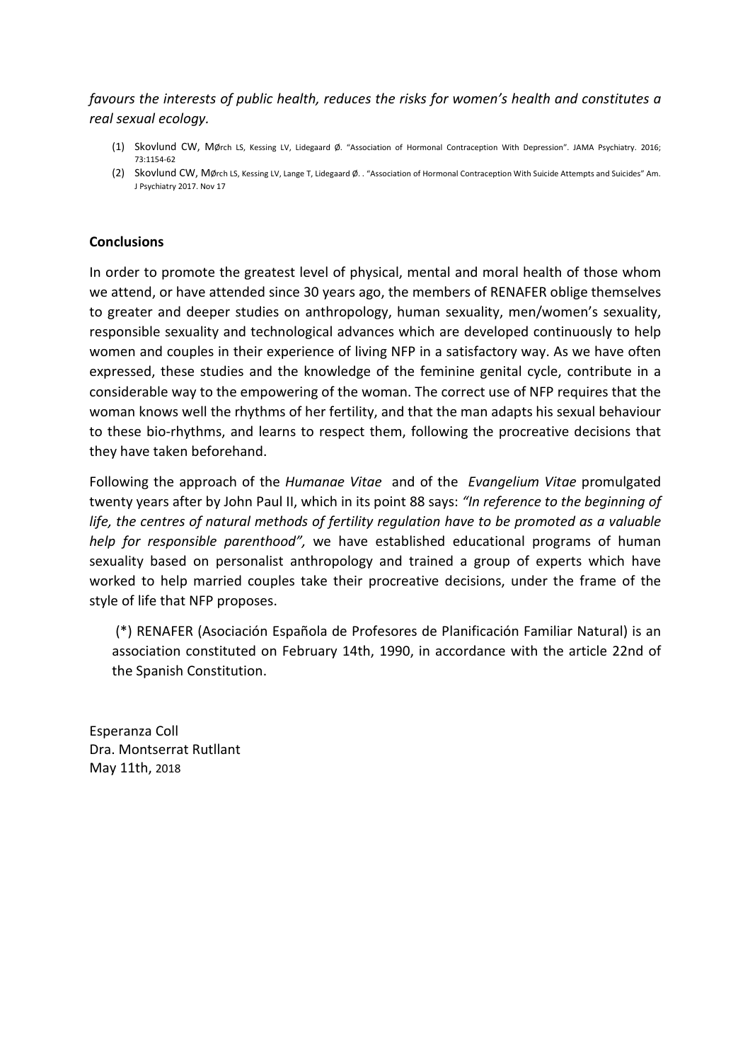*favours the interests of public health, reduces the risks for women's health and constitutes a real sexual ecology.*

(1) Skovlund CW, Mørch LS, Kessing LV, Lidegaard Ø. "Association of Hormonal Contraception With Depression". JAMA Psychiatry. 2016; 73:1154-62

(2) Skovlund CW, Mørch LS, Kessing LV, Lange T, Lidegaard Ø. . "Association of Hormonal Contraception With Suicide Attempts and Suicides" Am. J Psychiatry 2017. Nov 17

**Conclusions**

In order to promote the greatest level of physical, mental and moral health of those whom we attend, or have attended since 30 years ago, the members of RENAFER oblige themselves to greater and deeper studies on anthropology, human sexuality, men/women's sexuality, responsible sexuality and technological advances which are developed continuously to help women and couples in their experience of living NFP in a satisfactory way. As we have often expressed, these studies and the knowledge of the feminine genital cycle, contribute in a considerable way to the empowering of the woman. The correct use of NFP requires that the woman knows well the rhythms of her fertility, and that the man adapts his sexual behaviour to these bio-rhythms, and learns to respect them, following the procreative decisions that they have taken beforehand.

Following the approach of the *Humanae Vitae* and of the *Evangelium Vitae* promulgated twenty years after by John Paul II, which in its point 88 says: *"In reference to the beginning of life, the centres of natural methods of fertility regulation have to be promoted as a valuable help for responsible parenthood",* we have established educational programs of human sexuality based on personalist anthropology and trained a group of experts which have worked to help married couples take their procreative decisions, under the frame of the style of life that NFP proposes.

(*) RENAFER (Asociación Española de Profesores de Planificación Familiar Natural) is an association constituted on February 14th, 1990, in accordance with the article 22nd of the Spanish Constitution.

Esperanza Coll
Dra. Montserrat Rutllant
May 11th, 2018